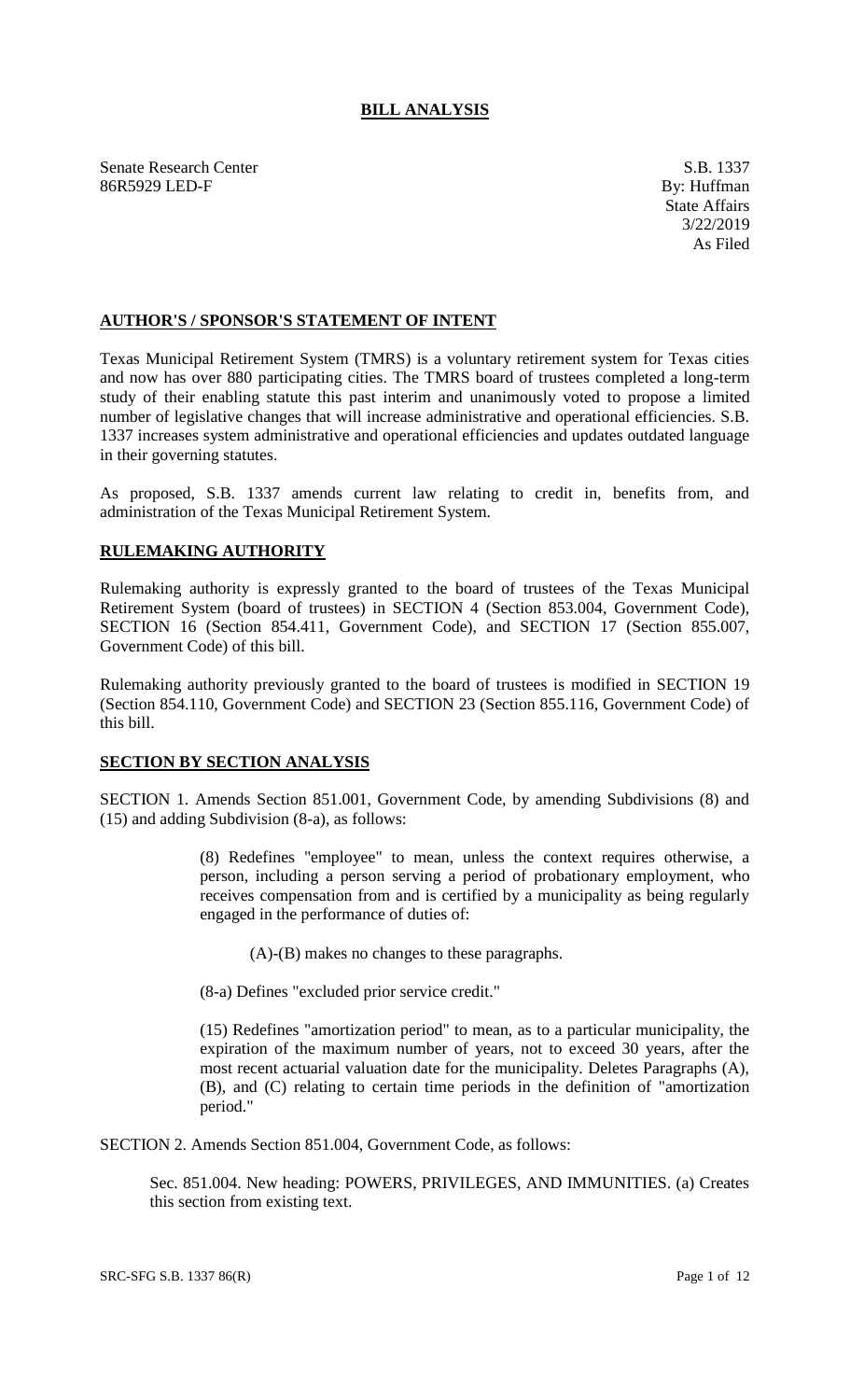# BILL ANALYSIS

Senate Research Center
86R5929 LED-F

S.B. 1337
By: Huffman
State Affairs
3/22/2019
As Filed

## AUTHOR'S / SPONSOR'S STATEMENT OF INTENT

Texas Municipal Retirement System (TMRS) is a voluntary retirement system for Texas cities and now has over 880 participating cities. The TMRS board of trustees completed a long-term study of their enabling statute this past interim and unanimously voted to propose a limited number of legislative changes that will increase administrative and operational efficiencies. S.B. 1337 increases system administrative and operational efficiencies and updates outdated language in their governing statutes.

As proposed, S.B. 1337 amends current law relating to credit in, benefits from, and administration of the Texas Municipal Retirement System.

## RULEMAKING AUTHORITY

Rulemaking authority is expressly granted to the board of trustees of the Texas Municipal Retirement System (board of trustees) in SECTION 4 (Section 853.004, Government Code), SECTION 16 (Section 854.411, Government Code), and SECTION 17 (Section 855.007, Government Code) of this bill.

Rulemaking authority previously granted to the board of trustees is modified in SECTION 19 (Section 854.110, Government Code) and SECTION 23 (Section 855.116, Government Code) of this bill.

## SECTION BY SECTION ANALYSIS

SECTION 1. Amends Section 851.001, Government Code, by amending Subdivisions (8) and (15) and adding Subdivision (8-a), as follows:

> (8) Redefines "employee" to mean, unless the context requires otherwise, a person, including a person serving a period of probationary employment, who receives compensation from and is certified by a municipality as being regularly engaged in the performance of duties of:
>
> > (A)-(B) makes no changes to these paragraphs.
>
> (8-a) Defines "excluded prior service credit."
>
> (15) Redefines "amortization period" to mean, as to a particular municipality, the expiration of the maximum number of years, not to exceed 30 years, after the most recent actuarial valuation date for the municipality. Deletes Paragraphs (A), (B), and (C) relating to certain time periods in the definition of "amortization period."

SECTION 2. Amends Section 851.004, Government Code, as follows:

> Sec. 851.004. New heading: POWERS, PRIVILEGES, AND IMMUNITIES. (a) Creates this section from existing text.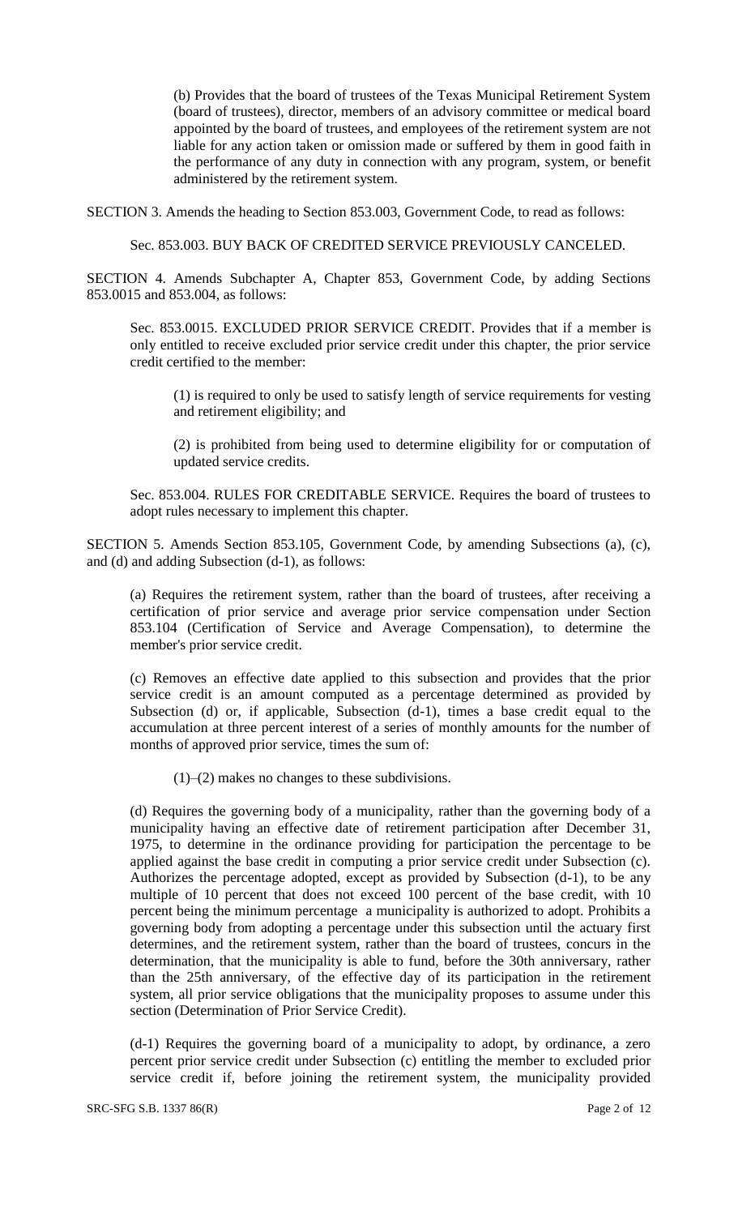(b) Provides that the board of trustees of the Texas Municipal Retirement System (board of trustees), director, members of an advisory committee or medical board appointed by the board of trustees, and employees of the retirement system are not liable for any action taken or omission made or suffered by them in good faith in the performance of any duty in connection with any program, system, or benefit administered by the retirement system.

SECTION 3. Amends the heading to Section 853.003, Government Code, to read as follows:

Sec. 853.003. BUY BACK OF CREDITED SERVICE PREVIOUSLY CANCELED.

SECTION 4. Amends Subchapter A, Chapter 853, Government Code, by adding Sections 853.0015 and 853.004, as follows:

Sec. 853.0015. EXCLUDED PRIOR SERVICE CREDIT. Provides that if a member is only entitled to receive excluded prior service credit under this chapter, the prior service credit certified to the member:

(1) is required to only be used to satisfy length of service requirements for vesting and retirement eligibility; and

(2) is prohibited from being used to determine eligibility for or computation of updated service credits.

Sec. 853.004. RULES FOR CREDITABLE SERVICE. Requires the board of trustees to adopt rules necessary to implement this chapter.

SECTION 5. Amends Section 853.105, Government Code, by amending Subsections (a), (c), and (d) and adding Subsection (d-1), as follows:

(a) Requires the retirement system, rather than the board of trustees, after receiving a certification of prior service and average prior service compensation under Section 853.104 (Certification of Service and Average Compensation), to determine the member's prior service credit.

(c) Removes an effective date applied to this subsection and provides that the prior service credit is an amount computed as a percentage determined as provided by Subsection (d) or, if applicable, Subsection (d-1), times a base credit equal to the accumulation at three percent interest of a series of monthly amounts for the number of months of approved prior service, times the sum of:

(1)–(2) makes no changes to these subdivisions.

(d) Requires the governing body of a municipality, rather than the governing body of a municipality having an effective date of retirement participation after December 31, 1975, to determine in the ordinance providing for participation the percentage to be applied against the base credit in computing a prior service credit under Subsection (c). Authorizes the percentage adopted, except as provided by Subsection (d-1), to be any multiple of 10 percent that does not exceed 100 percent of the base credit, with 10 percent being the minimum percentage a municipality is authorized to adopt. Prohibits a governing body from adopting a percentage under this subsection until the actuary first determines, and the retirement system, rather than the board of trustees, concurs in the determination, that the municipality is able to fund, before the 30th anniversary, rather than the 25th anniversary, of the effective day of its participation in the retirement system, all prior service obligations that the municipality proposes to assume under this section (Determination of Prior Service Credit).

(d-1) Requires the governing board of a municipality to adopt, by ordinance, a zero percent prior service credit under Subsection (c) entitling the member to excluded prior service credit if, before joining the retirement system, the municipality provided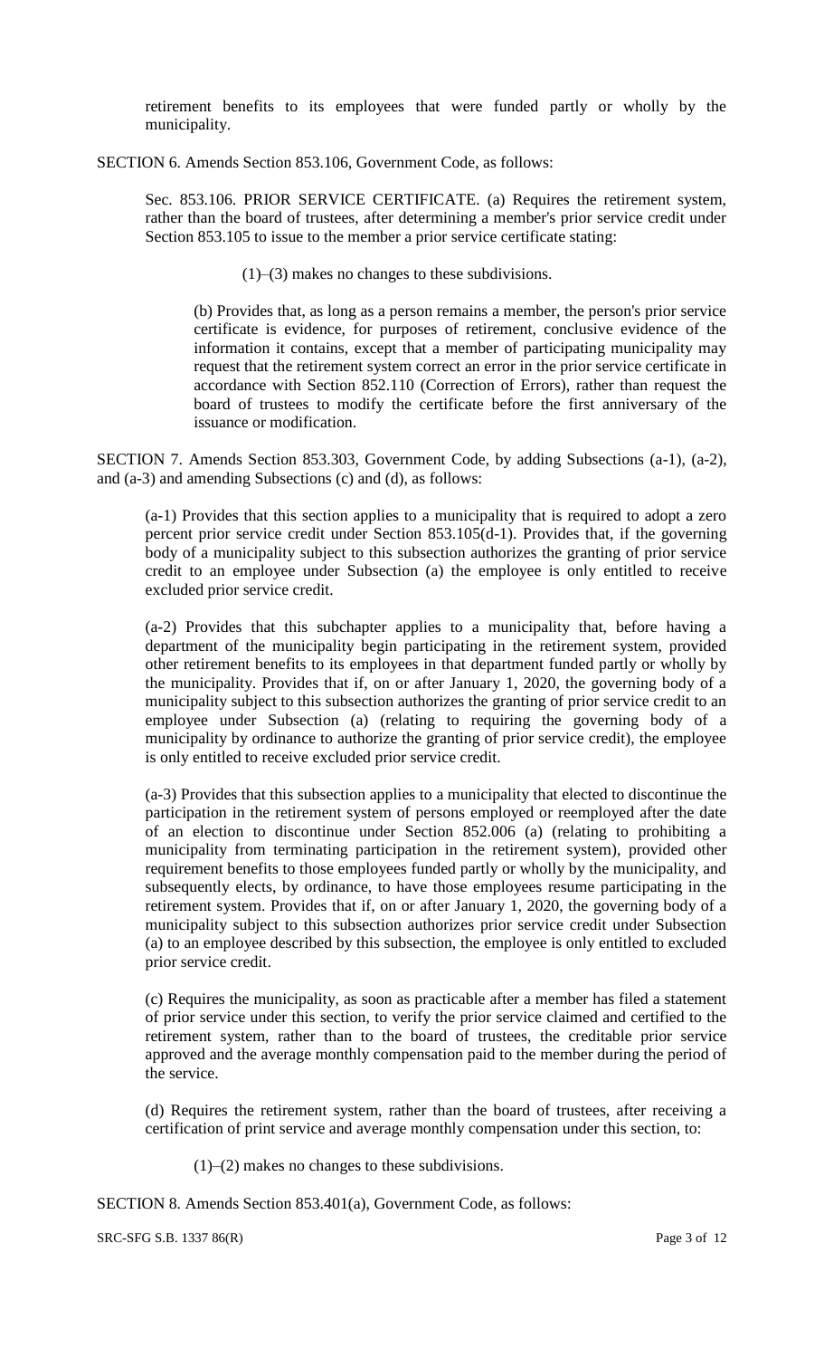retirement benefits to its employees that were funded partly or wholly by the municipality.

SECTION 6. Amends Section 853.106, Government Code, as follows:

Sec. 853.106. PRIOR SERVICE CERTIFICATE. (a) Requires the retirement system, rather than the board of trustees, after determining a member's prior service credit under Section 853.105 to issue to the member a prior service certificate stating:

(1)–(3) makes no changes to these subdivisions.

(b) Provides that, as long as a person remains a member, the person's prior service certificate is evidence, for purposes of retirement, conclusive evidence of the information it contains, except that a member of participating municipality may request that the retirement system correct an error in the prior service certificate in accordance with Section 852.110 (Correction of Errors), rather than request the board of trustees to modify the certificate before the first anniversary of the issuance or modification.

SECTION 7. Amends Section 853.303, Government Code, by adding Subsections (a-1), (a-2), and (a-3) and amending Subsections (c) and (d), as follows:

(a-1) Provides that this section applies to a municipality that is required to adopt a zero percent prior service credit under Section 853.105(d-1). Provides that, if the governing body of a municipality subject to this subsection authorizes the granting of prior service credit to an employee under Subsection (a) the employee is only entitled to receive excluded prior service credit.

(a-2) Provides that this subchapter applies to a municipality that, before having a department of the municipality begin participating in the retirement system, provided other retirement benefits to its employees in that department funded partly or wholly by the municipality. Provides that if, on or after January 1, 2020, the governing body of a municipality subject to this subsection authorizes the granting of prior service credit to an employee under Subsection (a) (relating to requiring the governing body of a municipality by ordinance to authorize the granting of prior service credit), the employee is only entitled to receive excluded prior service credit.

(a-3) Provides that this subsection applies to a municipality that elected to discontinue the participation in the retirement system of persons employed or reemployed after the date of an election to discontinue under Section 852.006 (a) (relating to prohibiting a municipality from terminating participation in the retirement system), provided other requirement benefits to those employees funded partly or wholly by the municipality, and subsequently elects, by ordinance, to have those employees resume participating in the retirement system. Provides that if, on or after January 1, 2020, the governing body of a municipality subject to this subsection authorizes prior service credit under Subsection (a) to an employee described by this subsection, the employee is only entitled to excluded prior service credit.

(c) Requires the municipality, as soon as practicable after a member has filed a statement of prior service under this section, to verify the prior service claimed and certified to the retirement system, rather than to the board of trustees, the creditable prior service approved and the average monthly compensation paid to the member during the period of the service.

(d) Requires the retirement system, rather than the board of trustees, after receiving a certification of print service and average monthly compensation under this section, to:

(1)–(2) makes no changes to these subdivisions.

SECTION 8. Amends Section 853.401(a), Government Code, as follows: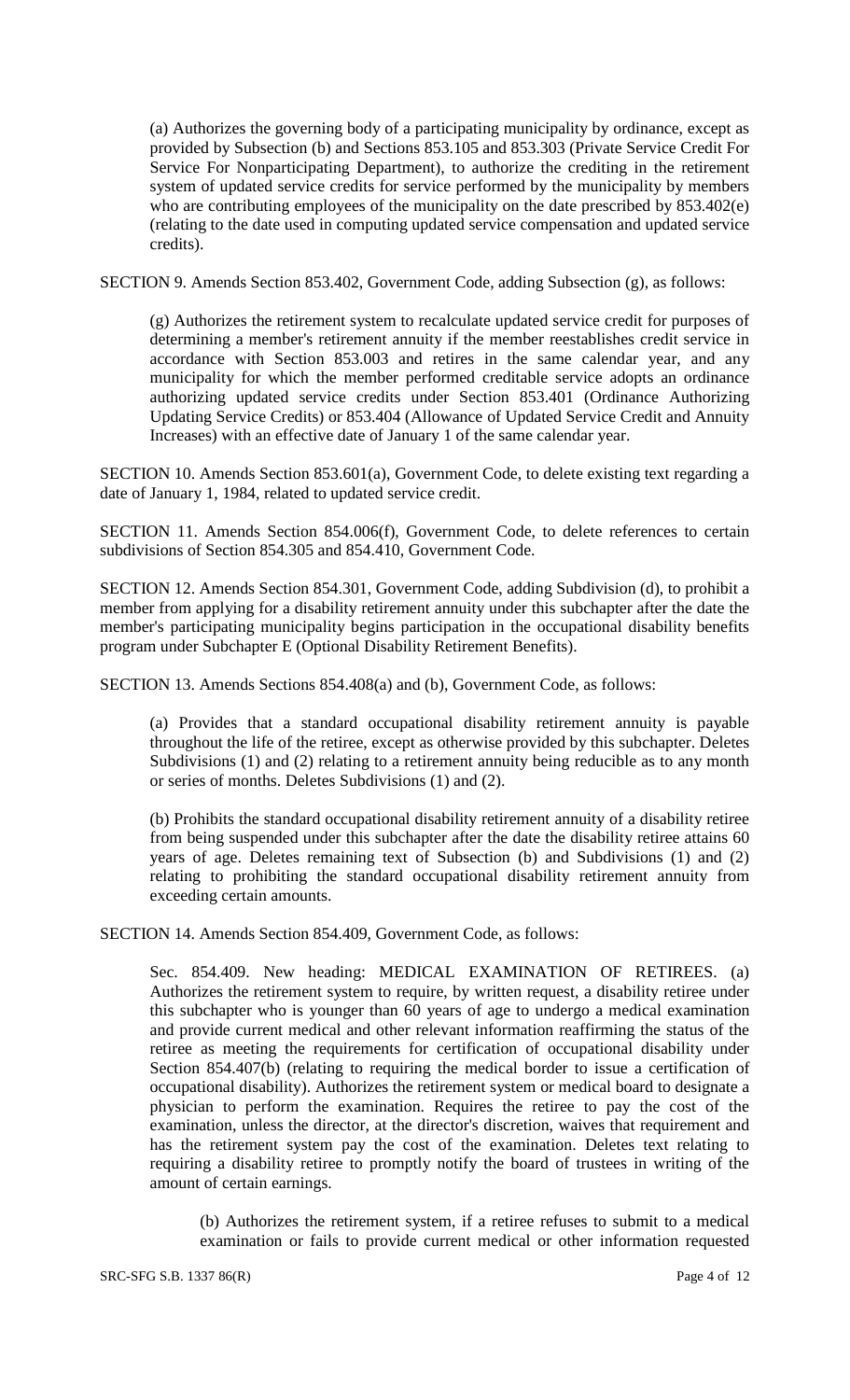(a) Authorizes the governing body of a participating municipality by ordinance, except as provided by Subsection (b) and Sections 853.105 and 853.303 (Private Service Credit For Service For Nonparticipating Department), to authorize the crediting in the retirement system of updated service credits for service performed by the municipality by members who are contributing employees of the municipality on the date prescribed by 853.402(e) (relating to the date used in computing updated service compensation and updated service credits).

SECTION 9. Amends Section 853.402, Government Code, adding Subsection (g), as follows:

(g) Authorizes the retirement system to recalculate updated service credit for purposes of determining a member's retirement annuity if the member reestablishes credit service in accordance with Section 853.003 and retires in the same calendar year, and any municipality for which the member performed creditable service adopts an ordinance authorizing updated service credits under Section 853.401 (Ordinance Authorizing Updating Service Credits) or 853.404 (Allowance of Updated Service Credit and Annuity Increases) with an effective date of January 1 of the same calendar year.

SECTION 10. Amends Section 853.601(a), Government Code, to delete existing text regarding a date of January 1, 1984, related to updated service credit.

SECTION 11. Amends Section 854.006(f), Government Code, to delete references to certain subdivisions of Section 854.305 and 854.410, Government Code.

SECTION 12. Amends Section 854.301, Government Code, adding Subdivision (d), to prohibit a member from applying for a disability retirement annuity under this subchapter after the date the member's participating municipality begins participation in the occupational disability benefits program under Subchapter E (Optional Disability Retirement Benefits).

SECTION 13. Amends Sections 854.408(a) and (b), Government Code, as follows:

(a) Provides that a standard occupational disability retirement annuity is payable throughout the life of the retiree, except as otherwise provided by this subchapter. Deletes Subdivisions (1) and (2) relating to a retirement annuity being reducible as to any month or series of months. Deletes Subdivisions (1) and (2).

(b) Prohibits the standard occupational disability retirement annuity of a disability retiree from being suspended under this subchapter after the date the disability retiree attains 60 years of age. Deletes remaining text of Subsection (b) and Subdivisions (1) and (2) relating to prohibiting the standard occupational disability retirement annuity from exceeding certain amounts.

SECTION 14. Amends Section 854.409, Government Code, as follows:

Sec. 854.409. New heading: MEDICAL EXAMINATION OF RETIREES. (a) Authorizes the retirement system to require, by written request, a disability retiree under this subchapter who is younger than 60 years of age to undergo a medical examination and provide current medical and other relevant information reaffirming the status of the retiree as meeting the requirements for certification of occupational disability under Section 854.407(b) (relating to requiring the medical border to issue a certification of occupational disability). Authorizes the retirement system or medical board to designate a physician to perform the examination. Requires the retiree to pay the cost of the examination, unless the director, at the director's discretion, waives that requirement and has the retirement system pay the cost of the examination. Deletes text relating to requiring a disability retiree to promptly notify the board of trustees in writing of the amount of certain earnings.

(b) Authorizes the retirement system, if a retiree refuses to submit to a medical examination or fails to provide current medical or other information requested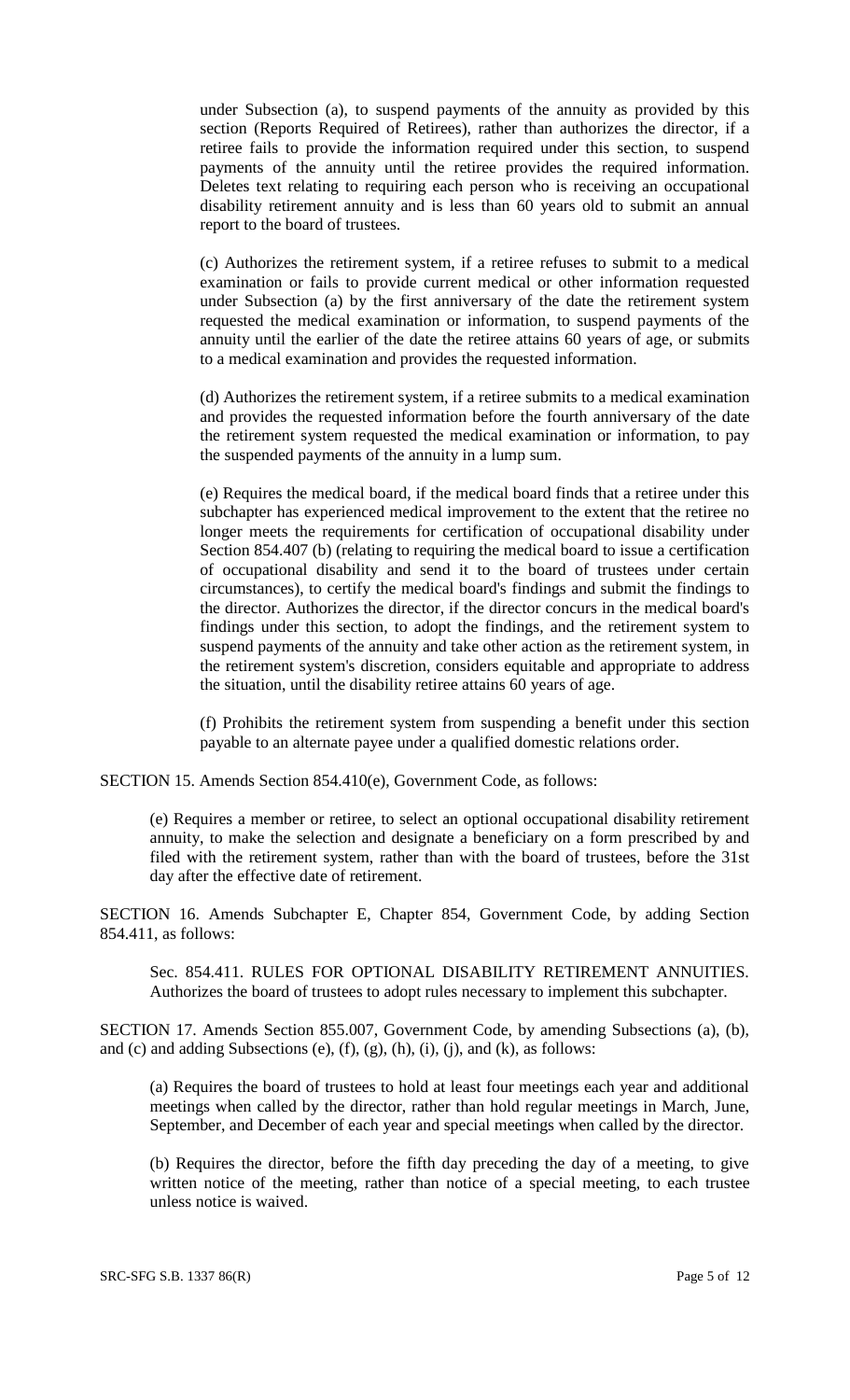under Subsection (a), to suspend payments of the annuity as provided by this section (Reports Required of Retirees), rather than authorizes the director, if a retiree fails to provide the information required under this section, to suspend payments of the annuity until the retiree provides the required information. Deletes text relating to requiring each person who is receiving an occupational disability retirement annuity and is less than 60 years old to submit an annual report to the board of trustees.

(c) Authorizes the retirement system, if a retiree refuses to submit to a medical examination or fails to provide current medical or other information requested under Subsection (a) by the first anniversary of the date the retirement system requested the medical examination or information, to suspend payments of the annuity until the earlier of the date the retiree attains 60 years of age, or submits to a medical examination and provides the requested information.

(d) Authorizes the retirement system, if a retiree submits to a medical examination and provides the requested information before the fourth anniversary of the date the retirement system requested the medical examination or information, to pay the suspended payments of the annuity in a lump sum.

(e) Requires the medical board, if the medical board finds that a retiree under this subchapter has experienced medical improvement to the extent that the retiree no longer meets the requirements for certification of occupational disability under Section 854.407 (b) (relating to requiring the medical board to issue a certification of occupational disability and send it to the board of trustees under certain circumstances), to certify the medical board's findings and submit the findings to the director. Authorizes the director, if the director concurs in the medical board's findings under this section, to adopt the findings, and the retirement system to suspend payments of the annuity and take other action as the retirement system, in the retirement system's discretion, considers equitable and appropriate to address the situation, until the disability retiree attains 60 years of age.

(f) Prohibits the retirement system from suspending a benefit under this section payable to an alternate payee under a qualified domestic relations order.

SECTION 15. Amends Section 854.410(e), Government Code, as follows:

(e) Requires a member or retiree, to select an optional occupational disability retirement annuity, to make the selection and designate a beneficiary on a form prescribed by and filed with the retirement system, rather than with the board of trustees, before the 31st day after the effective date of retirement.

SECTION 16. Amends Subchapter E, Chapter 854, Government Code, by adding Section 854.411, as follows:

Sec. 854.411. RULES FOR OPTIONAL DISABILITY RETIREMENT ANNUITIES. Authorizes the board of trustees to adopt rules necessary to implement this subchapter.

SECTION 17. Amends Section 855.007, Government Code, by amending Subsections (a), (b), and (c) and adding Subsections (e), (f), (g), (h), (i), (j), and (k), as follows:

(a) Requires the board of trustees to hold at least four meetings each year and additional meetings when called by the director, rather than hold regular meetings in March, June, September, and December of each year and special meetings when called by the director.

(b) Requires the director, before the fifth day preceding the day of a meeting, to give written notice of the meeting, rather than notice of a special meeting, to each trustee unless notice is waived.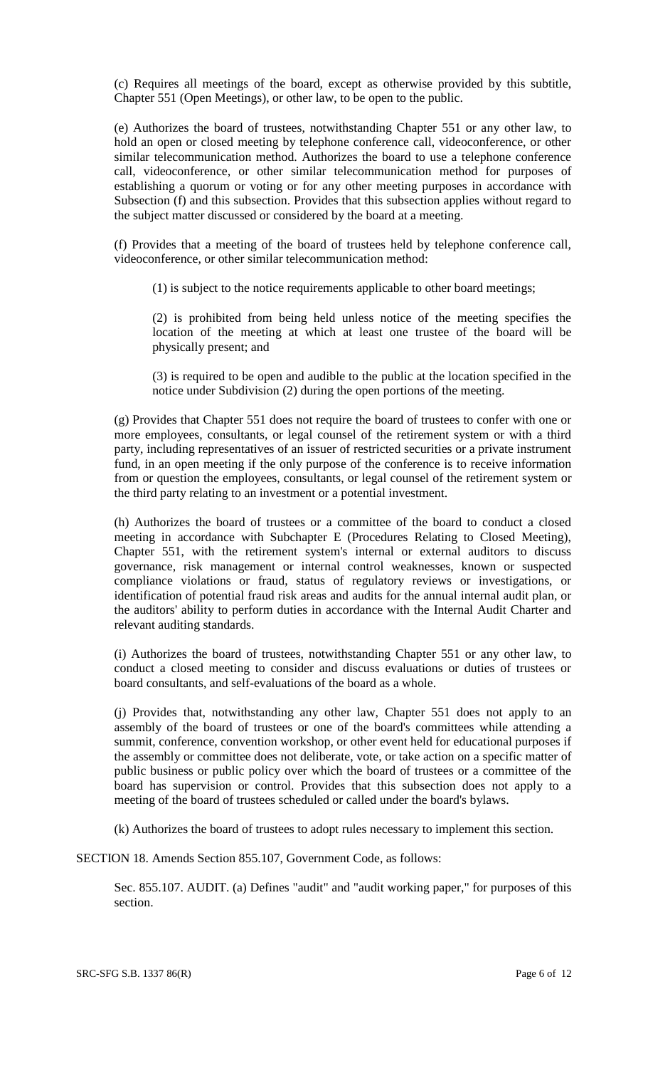(c) Requires all meetings of the board, except as otherwise provided by this subtitle, Chapter 551 (Open Meetings), or other law, to be open to the public.

(e) Authorizes the board of trustees, notwithstanding Chapter 551 or any other law, to hold an open or closed meeting by telephone conference call, videoconference, or other similar telecommunication method. Authorizes the board to use a telephone conference call, videoconference, or other similar telecommunication method for purposes of establishing a quorum or voting or for any other meeting purposes in accordance with Subsection (f) and this subsection. Provides that this subsection applies without regard to the subject matter discussed or considered by the board at a meeting.

(f) Provides that a meeting of the board of trustees held by telephone conference call, videoconference, or other similar telecommunication method:

(1) is subject to the notice requirements applicable to other board meetings;

(2) is prohibited from being held unless notice of the meeting specifies the location of the meeting at which at least one trustee of the board will be physically present; and

(3) is required to be open and audible to the public at the location specified in the notice under Subdivision (2) during the open portions of the meeting.

(g) Provides that Chapter 551 does not require the board of trustees to confer with one or more employees, consultants, or legal counsel of the retirement system or with a third party, including representatives of an issuer of restricted securities or a private instrument fund, in an open meeting if the only purpose of the conference is to receive information from or question the employees, consultants, or legal counsel of the retirement system or the third party relating to an investment or a potential investment.

(h) Authorizes the board of trustees or a committee of the board to conduct a closed meeting in accordance with Subchapter E (Procedures Relating to Closed Meeting), Chapter 551, with the retirement system's internal or external auditors to discuss governance, risk management or internal control weaknesses, known or suspected compliance violations or fraud, status of regulatory reviews or investigations, or identification of potential fraud risk areas and audits for the annual internal audit plan, or the auditors' ability to perform duties in accordance with the Internal Audit Charter and relevant auditing standards.

(i) Authorizes the board of trustees, notwithstanding Chapter 551 or any other law, to conduct a closed meeting to consider and discuss evaluations or duties of trustees or board consultants, and self-evaluations of the board as a whole.

(j) Provides that, notwithstanding any other law, Chapter 551 does not apply to an assembly of the board of trustees or one of the board's committees while attending a summit, conference, convention workshop, or other event held for educational purposes if the assembly or committee does not deliberate, vote, or take action on a specific matter of public business or public policy over which the board of trustees or a committee of the board has supervision or control. Provides that this subsection does not apply to a meeting of the board of trustees scheduled or called under the board's bylaws.

(k) Authorizes the board of trustees to adopt rules necessary to implement this section.

SECTION 18. Amends Section 855.107, Government Code, as follows:

Sec. 855.107. AUDIT. (a) Defines "audit" and "audit working paper," for purposes of this section.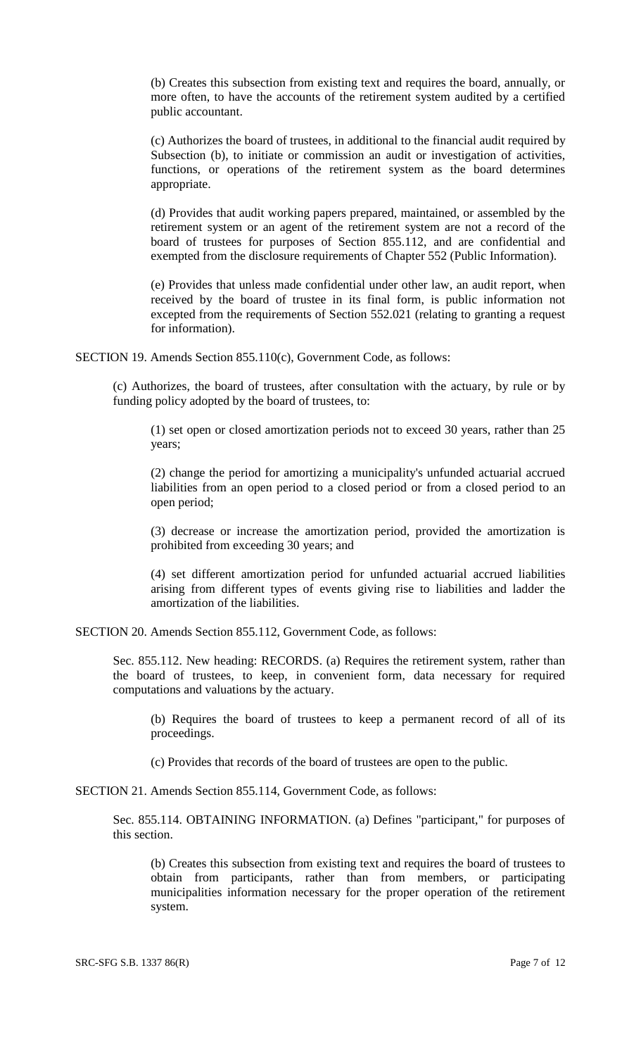(b) Creates this subsection from existing text and requires the board, annually, or more often, to have the accounts of the retirement system audited by a certified public accountant.

(c) Authorizes the board of trustees, in additional to the financial audit required by Subsection (b), to initiate or commission an audit or investigation of activities, functions, or operations of the retirement system as the board determines appropriate.

(d) Provides that audit working papers prepared, maintained, or assembled by the retirement system or an agent of the retirement system are not a record of the board of trustees for purposes of Section 855.112, and are confidential and exempted from the disclosure requirements of Chapter 552 (Public Information).

(e) Provides that unless made confidential under other law, an audit report, when received by the board of trustee in its final form, is public information not excepted from the requirements of Section 552.021 (relating to granting a request for information).

SECTION 19. Amends Section 855.110(c), Government Code, as follows:

(c) Authorizes, the board of trustees, after consultation with the actuary, by rule or by funding policy adopted by the board of trustees, to:

(1) set open or closed amortization periods not to exceed 30 years, rather than 25 years;

(2) change the period for amortizing a municipality's unfunded actuarial accrued liabilities from an open period to a closed period or from a closed period to an open period;

(3) decrease or increase the amortization period, provided the amortization is prohibited from exceeding 30 years; and

(4) set different amortization period for unfunded actuarial accrued liabilities arising from different types of events giving rise to liabilities and ladder the amortization of the liabilities.

SECTION 20. Amends Section 855.112, Government Code, as follows:

Sec. 855.112. New heading: RECORDS. (a) Requires the retirement system, rather than the board of trustees, to keep, in convenient form, data necessary for required computations and valuations by the actuary.

(b) Requires the board of trustees to keep a permanent record of all of its proceedings.

(c) Provides that records of the board of trustees are open to the public.

SECTION 21. Amends Section 855.114, Government Code, as follows:

Sec. 855.114. OBTAINING INFORMATION. (a) Defines "participant," for purposes of this section.

(b) Creates this subsection from existing text and requires the board of trustees to obtain from participants, rather than from members, or participating municipalities information necessary for the proper operation of the retirement system.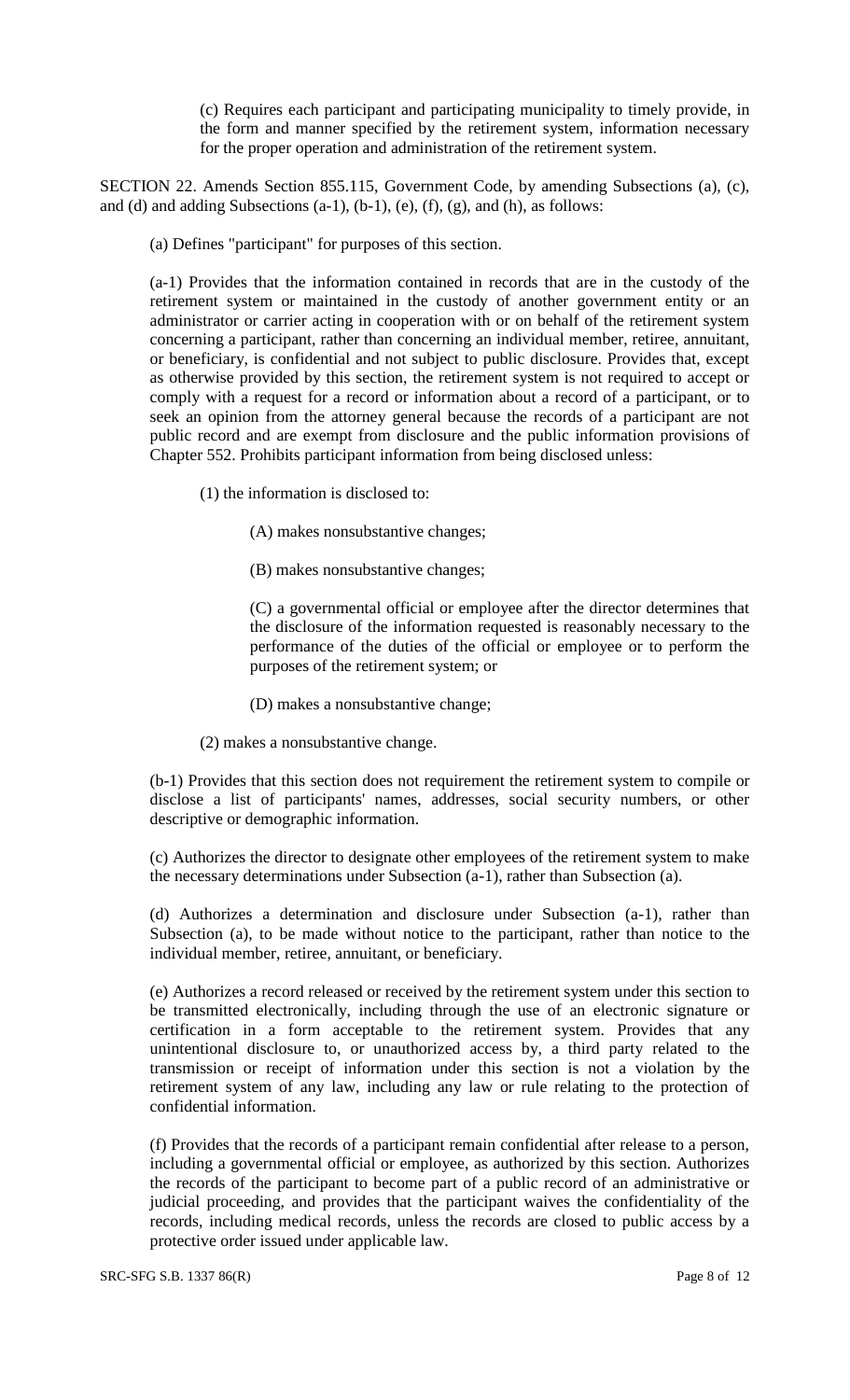(c) Requires each participant and participating municipality to timely provide, in the form and manner specified by the retirement system, information necessary for the proper operation and administration of the retirement system.

SECTION 22. Amends Section 855.115, Government Code, by amending Subsections (a), (c), and (d) and adding Subsections (a-1), (b-1), (e), (f), (g), and (h), as follows:

(a) Defines "participant" for purposes of this section.

(a-1) Provides that the information contained in records that are in the custody of the retirement system or maintained in the custody of another government entity or an administrator or carrier acting in cooperation with or on behalf of the retirement system concerning a participant, rather than concerning an individual member, retiree, annuitant, or beneficiary, is confidential and not subject to public disclosure. Provides that, except as otherwise provided by this section, the retirement system is not required to accept or comply with a request for a record or information about a record of a participant, or to seek an opinion from the attorney general because the records of a participant are not public record and are exempt from disclosure and the public information provisions of Chapter 552. Prohibits participant information from being disclosed unless:

(1) the information is disclosed to:

(A) makes nonsubstantive changes;

(B) makes nonsubstantive changes;

(C) a governmental official or employee after the director determines that the disclosure of the information requested is reasonably necessary to the performance of the duties of the official or employee or to perform the purposes of the retirement system; or

(D) makes a nonsubstantive change;

(2) makes a nonsubstantive change.

(b-1) Provides that this section does not requirement the retirement system to compile or disclose a list of participants' names, addresses, social security numbers, or other descriptive or demographic information.

(c) Authorizes the director to designate other employees of the retirement system to make the necessary determinations under Subsection (a-1), rather than Subsection (a).

(d) Authorizes a determination and disclosure under Subsection (a-1), rather than Subsection (a), to be made without notice to the participant, rather than notice to the individual member, retiree, annuitant, or beneficiary.

(e) Authorizes a record released or received by the retirement system under this section to be transmitted electronically, including through the use of an electronic signature or certification in a form acceptable to the retirement system. Provides that any unintentional disclosure to, or unauthorized access by, a third party related to the transmission or receipt of information under this section is not a violation by the retirement system of any law, including any law or rule relating to the protection of confidential information.

(f) Provides that the records of a participant remain confidential after release to a person, including a governmental official or employee, as authorized by this section. Authorizes the records of the participant to become part of a public record of an administrative or judicial proceeding, and provides that the participant waives the confidentiality of the records, including medical records, unless the records are closed to public access by a protective order issued under applicable law.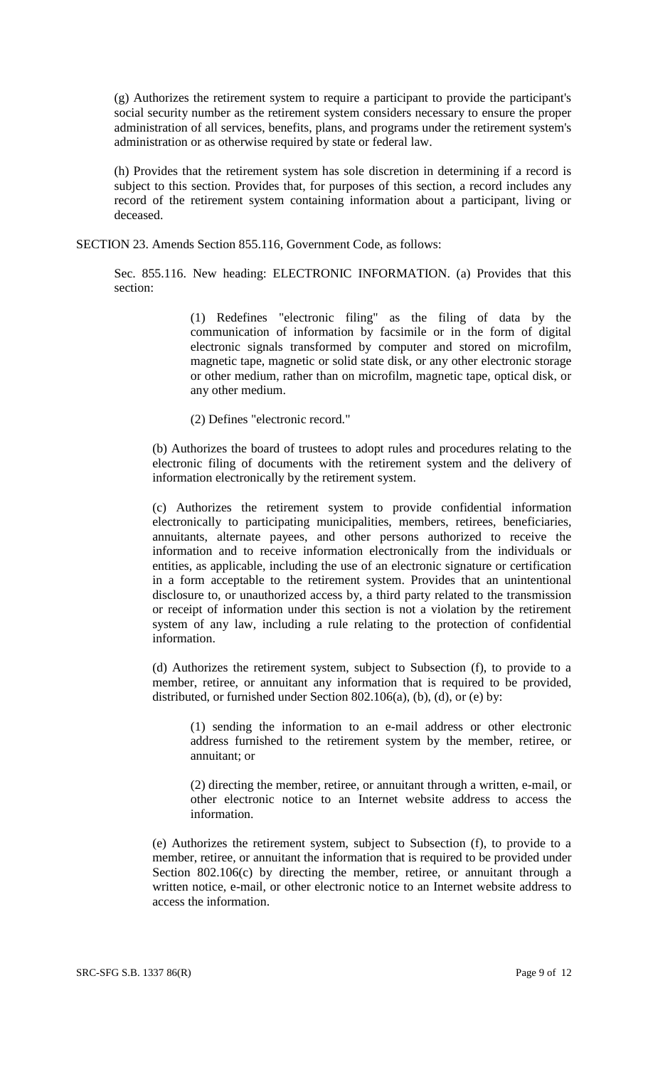(g) Authorizes the retirement system to require a participant to provide the participant's social security number as the retirement system considers necessary to ensure the proper administration of all services, benefits, plans, and programs under the retirement system's administration or as otherwise required by state or federal law.

(h) Provides that the retirement system has sole discretion in determining if a record is subject to this section. Provides that, for purposes of this section, a record includes any record of the retirement system containing information about a participant, living or deceased.

SECTION 23. Amends Section 855.116, Government Code, as follows:

Sec. 855.116. New heading: ELECTRONIC INFORMATION. (a) Provides that this section:

(1) Redefines "electronic filing" as the filing of data by the communication of information by facsimile or in the form of digital electronic signals transformed by computer and stored on microfilm, magnetic tape, magnetic or solid state disk, or any other electronic storage or other medium, rather than on microfilm, magnetic tape, optical disk, or any other medium.

(2) Defines "electronic record."

(b) Authorizes the board of trustees to adopt rules and procedures relating to the electronic filing of documents with the retirement system and the delivery of information electronically by the retirement system.

(c) Authorizes the retirement system to provide confidential information electronically to participating municipalities, members, retirees, beneficiaries, annuitants, alternate payees, and other persons authorized to receive the information and to receive information electronically from the individuals or entities, as applicable, including the use of an electronic signature or certification in a form acceptable to the retirement system. Provides that an unintentional disclosure to, or unauthorized access by, a third party related to the transmission or receipt of information under this section is not a violation by the retirement system of any law, including a rule relating to the protection of confidential information.

(d) Authorizes the retirement system, subject to Subsection (f), to provide to a member, retiree, or annuitant any information that is required to be provided, distributed, or furnished under Section 802.106(a), (b), (d), or (e) by:

(1) sending the information to an e-mail address or other electronic address furnished to the retirement system by the member, retiree, or annuitant; or

(2) directing the member, retiree, or annuitant through a written, e-mail, or other electronic notice to an Internet website address to access the information.

(e) Authorizes the retirement system, subject to Subsection (f), to provide to a member, retiree, or annuitant the information that is required to be provided under Section 802.106(c) by directing the member, retiree, or annuitant through a written notice, e-mail, or other electronic notice to an Internet website address to access the information.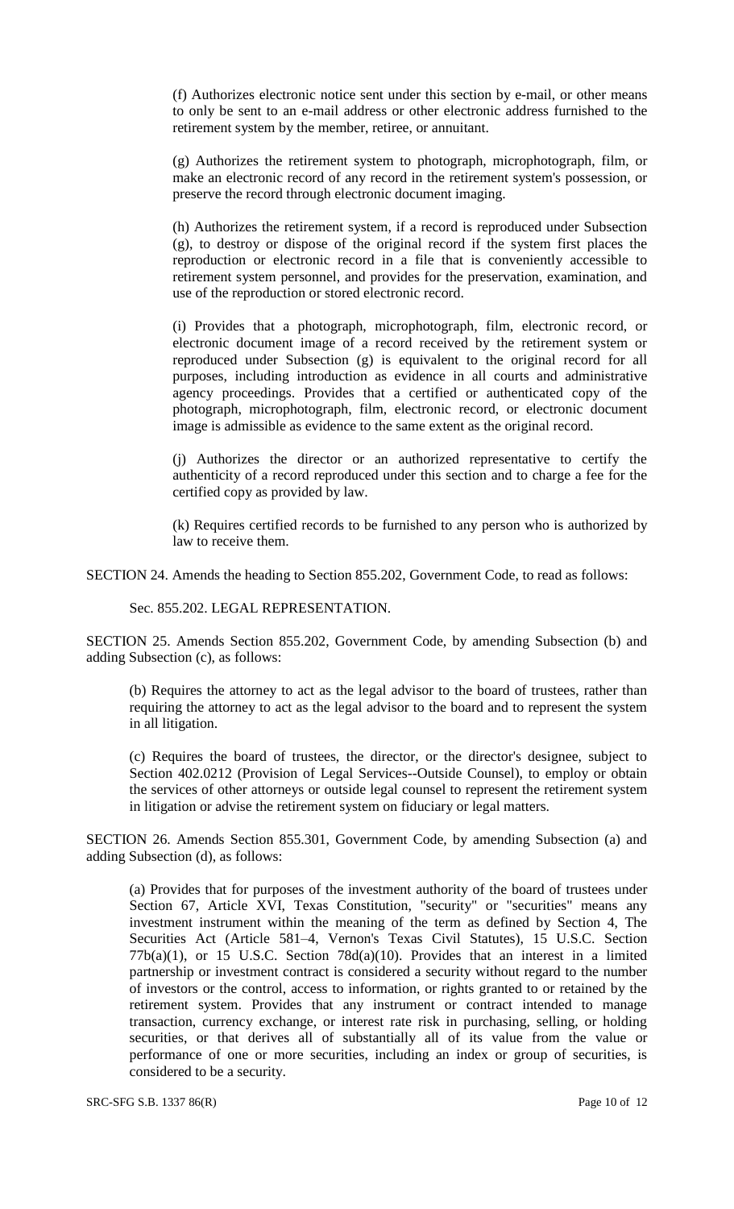(f) Authorizes electronic notice sent under this section by e-mail, or other means to only be sent to an e-mail address or other electronic address furnished to the retirement system by the member, retiree, or annuitant.

(g) Authorizes the retirement system to photograph, microphotograph, film, or make an electronic record of any record in the retirement system's possession, or preserve the record through electronic document imaging.

(h) Authorizes the retirement system, if a record is reproduced under Subsection (g), to destroy or dispose of the original record if the system first places the reproduction or electronic record in a file that is conveniently accessible to retirement system personnel, and provides for the preservation, examination, and use of the reproduction or stored electronic record.

(i) Provides that a photograph, microphotograph, film, electronic record, or electronic document image of a record received by the retirement system or reproduced under Subsection (g) is equivalent to the original record for all purposes, including introduction as evidence in all courts and administrative agency proceedings. Provides that a certified or authenticated copy of the photograph, microphotograph, film, electronic record, or electronic document image is admissible as evidence to the same extent as the original record.

(j) Authorizes the director or an authorized representative to certify the authenticity of a record reproduced under this section and to charge a fee for the certified copy as provided by law.

(k) Requires certified records to be furnished to any person who is authorized by law to receive them.

SECTION 24. Amends the heading to Section 855.202, Government Code, to read as follows:

Sec. 855.202. LEGAL REPRESENTATION.

SECTION 25. Amends Section 855.202, Government Code, by amending Subsection (b) and adding Subsection (c), as follows:

(b) Requires the attorney to act as the legal advisor to the board of trustees, rather than requiring the attorney to act as the legal advisor to the board and to represent the system in all litigation.

(c) Requires the board of trustees, the director, or the director's designee, subject to Section 402.0212 (Provision of Legal Services--Outside Counsel), to employ or obtain the services of other attorneys or outside legal counsel to represent the retirement system in litigation or advise the retirement system on fiduciary or legal matters.

SECTION 26. Amends Section 855.301, Government Code, by amending Subsection (a) and adding Subsection (d), as follows:

(a) Provides that for purposes of the investment authority of the board of trustees under Section 67, Article XVI, Texas Constitution, "security" or "securities" means any investment instrument within the meaning of the term as defined by Section 4, The Securities Act (Article 581–4, Vernon's Texas Civil Statutes), 15 U.S.C. Section 77b(a)(1), or 15 U.S.C. Section 78d(a)(10). Provides that an interest in a limited partnership or investment contract is considered a security without regard to the number of investors or the control, access to information, or rights granted to or retained by the retirement system. Provides that any instrument or contract intended to manage transaction, currency exchange, or interest rate risk in purchasing, selling, or holding securities, or that derives all of substantially all of its value from the value or performance of one or more securities, including an index or group of securities, is considered to be a security.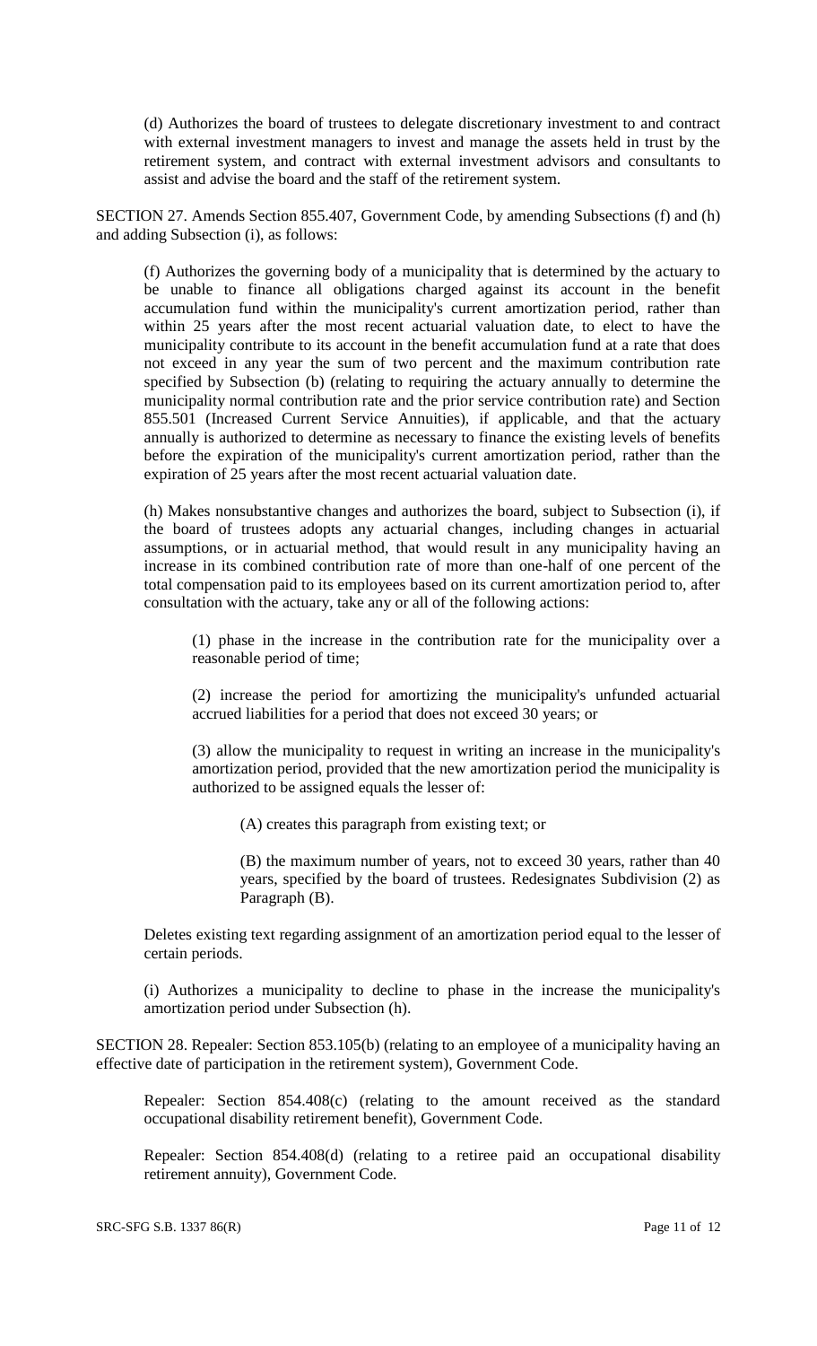(d) Authorizes the board of trustees to delegate discretionary investment to and contract with external investment managers to invest and manage the assets held in trust by the retirement system, and contract with external investment advisors and consultants to assist and advise the board and the staff of the retirement system.

SECTION 27. Amends Section 855.407, Government Code, by amending Subsections (f) and (h) and adding Subsection (i), as follows:

(f) Authorizes the governing body of a municipality that is determined by the actuary to be unable to finance all obligations charged against its account in the benefit accumulation fund within the municipality's current amortization period, rather than within 25 years after the most recent actuarial valuation date, to elect to have the municipality contribute to its account in the benefit accumulation fund at a rate that does not exceed in any year the sum of two percent and the maximum contribution rate specified by Subsection (b) (relating to requiring the actuary annually to determine the municipality normal contribution rate and the prior service contribution rate) and Section 855.501 (Increased Current Service Annuities), if applicable, and that the actuary annually is authorized to determine as necessary to finance the existing levels of benefits before the expiration of the municipality's current amortization period, rather than the expiration of 25 years after the most recent actuarial valuation date.

(h) Makes nonsubstantive changes and authorizes the board, subject to Subsection (i), if the board of trustees adopts any actuarial changes, including changes in actuarial assumptions, or in actuarial method, that would result in any municipality having an increase in its combined contribution rate of more than one-half of one percent of the total compensation paid to its employees based on its current amortization period to, after consultation with the actuary, take any or all of the following actions:

(1) phase in the increase in the contribution rate for the municipality over a reasonable period of time;

(2) increase the period for amortizing the municipality's unfunded actuarial accrued liabilities for a period that does not exceed 30 years; or

(3) allow the municipality to request in writing an increase in the municipality's amortization period, provided that the new amortization period the municipality is authorized to be assigned equals the lesser of:

(A) creates this paragraph from existing text; or

(B) the maximum number of years, not to exceed 30 years, rather than 40 years, specified by the board of trustees. Redesignates Subdivision (2) as Paragraph (B).

Deletes existing text regarding assignment of an amortization period equal to the lesser of certain periods.

(i) Authorizes a municipality to decline to phase in the increase the municipality's amortization period under Subsection (h).

SECTION 28. Repealer: Section 853.105(b) (relating to an employee of a municipality having an effective date of participation in the retirement system), Government Code.

Repealer: Section 854.408(c) (relating to the amount received as the standard occupational disability retirement benefit), Government Code.

Repealer: Section 854.408(d) (relating to a retiree paid an occupational disability retirement annuity), Government Code.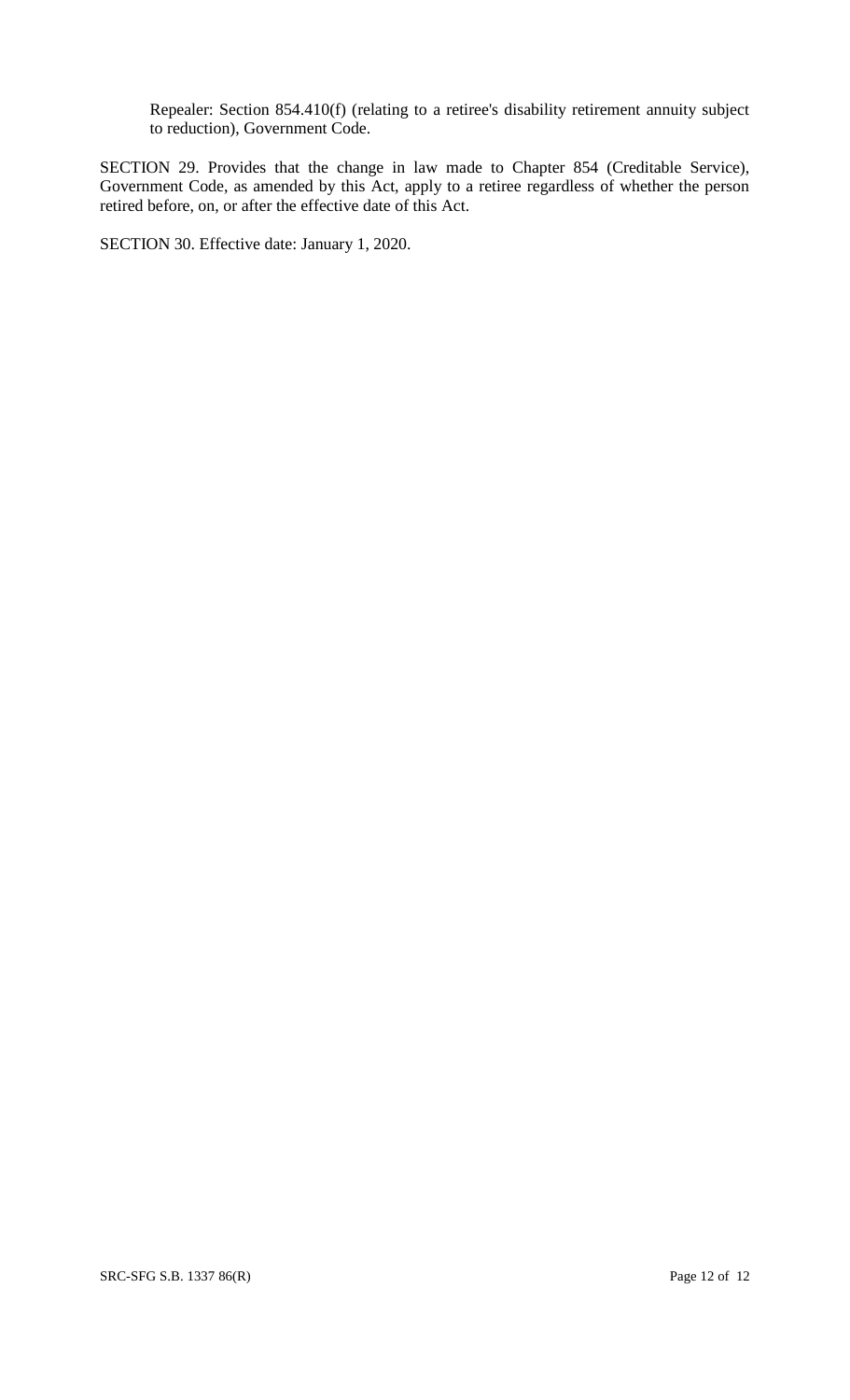Repealer: Section 854.410(f) (relating to a retiree's disability retirement annuity subject to reduction), Government Code.

SECTION 29. Provides that the change in law made to Chapter 854 (Creditable Service), Government Code, as amended by this Act, apply to a retiree regardless of whether the person retired before, on, or after the effective date of this Act.

SECTION 30. Effective date: January 1, 2020.